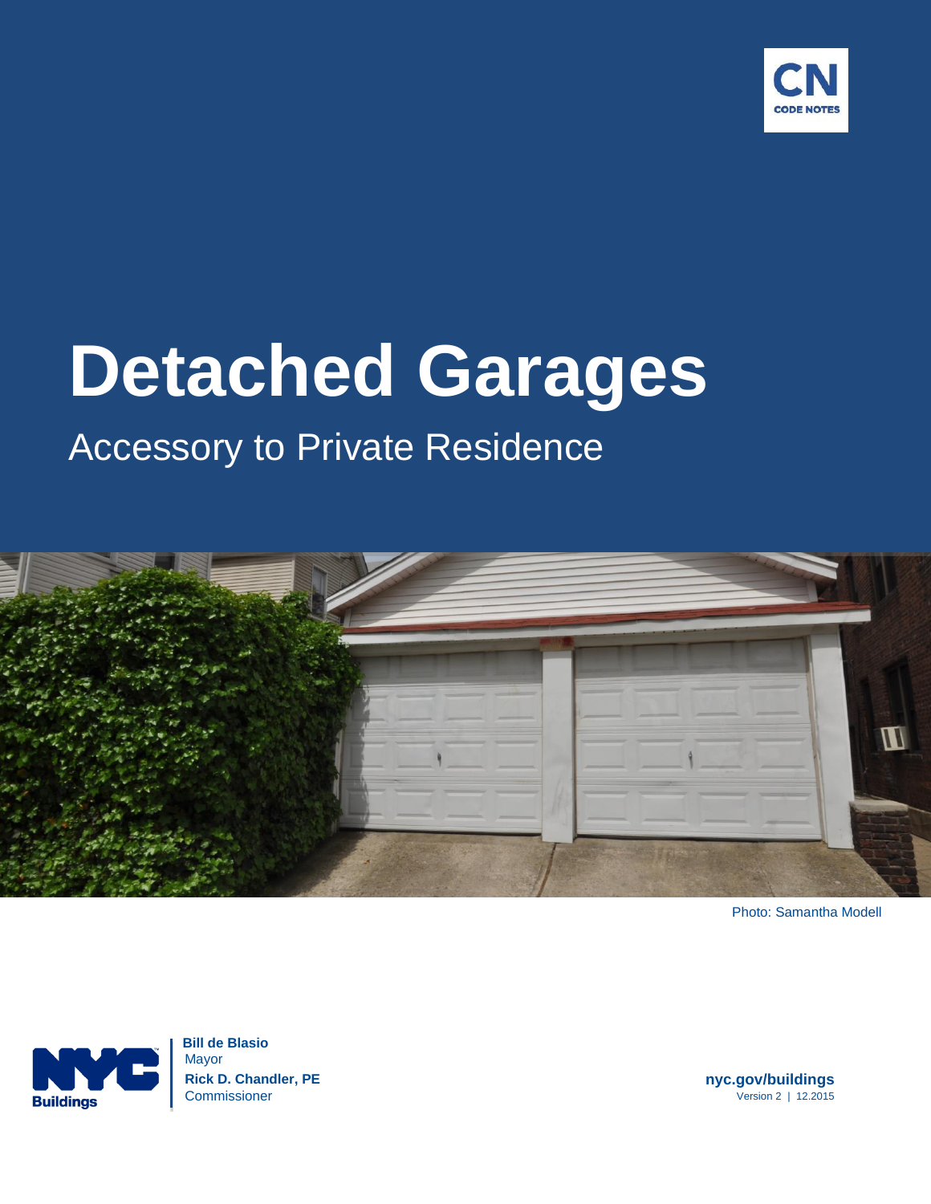CN
CODE NOTES

# Detached Garages

## Accessory to Private Residence

Photo: Samantha Modell

NYC Buildings

**Bill de Blasio**
Mayor

**Rick D. Chandler, PE**
Commissioner

**nyc.gov/buildings**
Version 2 | 12.2015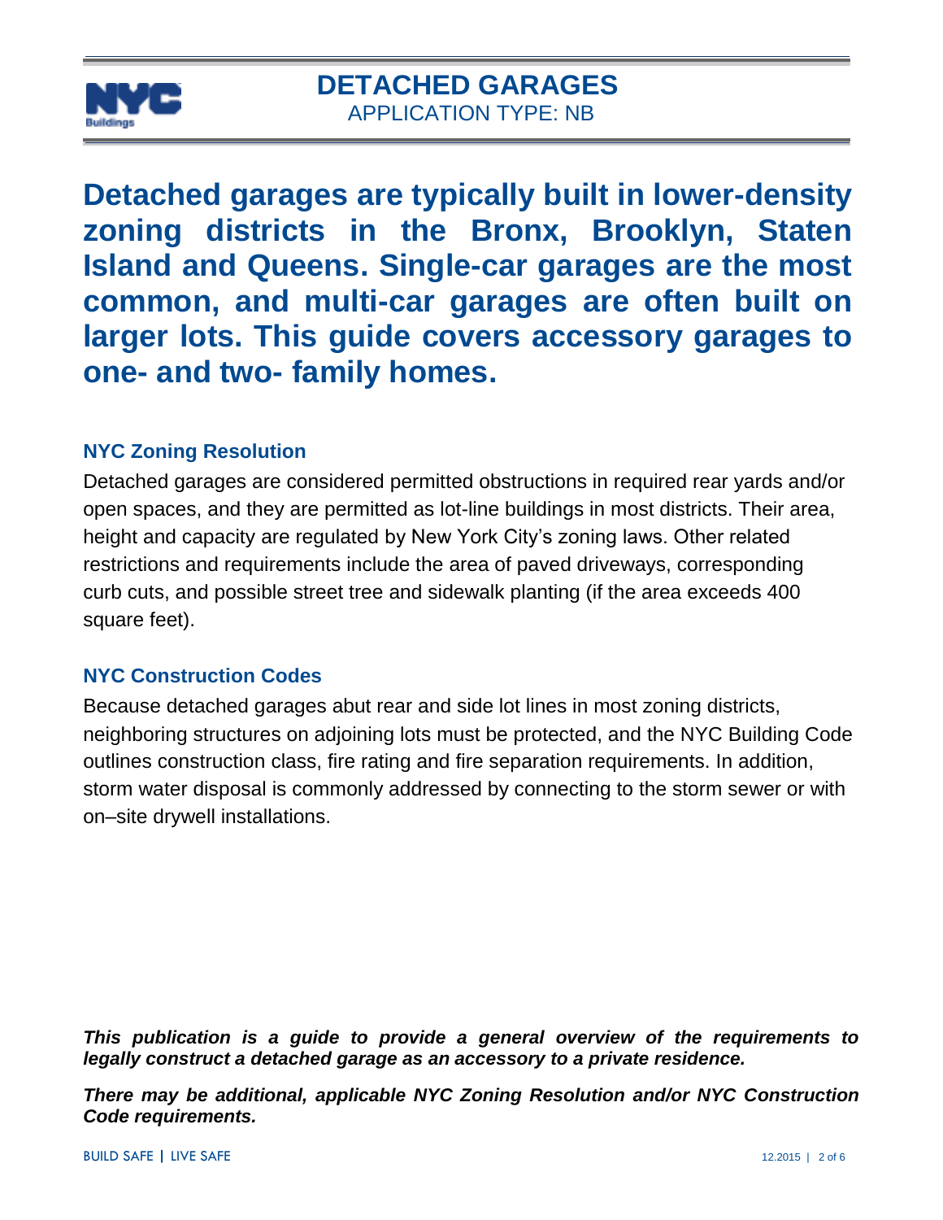# DETACHED GARAGES

APPLICATION TYPE: NB

**Detached garages are typically built in lower-density zoning districts in the Bronx, Brooklyn, Staten Island and Queens. Single-car garages are the most common, and multi-car garages are often built on larger lots. This guide covers accessory garages to one- and two- family homes.**

## NYC Zoning Resolution

Detached garages are considered permitted obstructions in required rear yards and/or open spaces, and they are permitted as lot-line buildings in most districts. Their area, height and capacity are regulated by New York City's zoning laws. Other related restrictions and requirements include the area of paved driveways, corresponding curb cuts, and possible street tree and sidewalk planting (if the area exceeds 400 square feet).

## NYC Construction Codes

Because detached garages abut rear and side lot lines in most zoning districts, neighboring structures on adjoining lots must be protected, and the NYC Building Code outlines construction class, fire rating and fire separation requirements. In addition, storm water disposal is commonly addressed by connecting to the storm sewer or with on–site drywell installations.

***This publication is a guide to provide a general overview of the requirements to legally construct a detached garage as an accessory to a private residence.***

***There may be additional, applicable NYC Zoning Resolution and/or NYC Construction Code requirements.***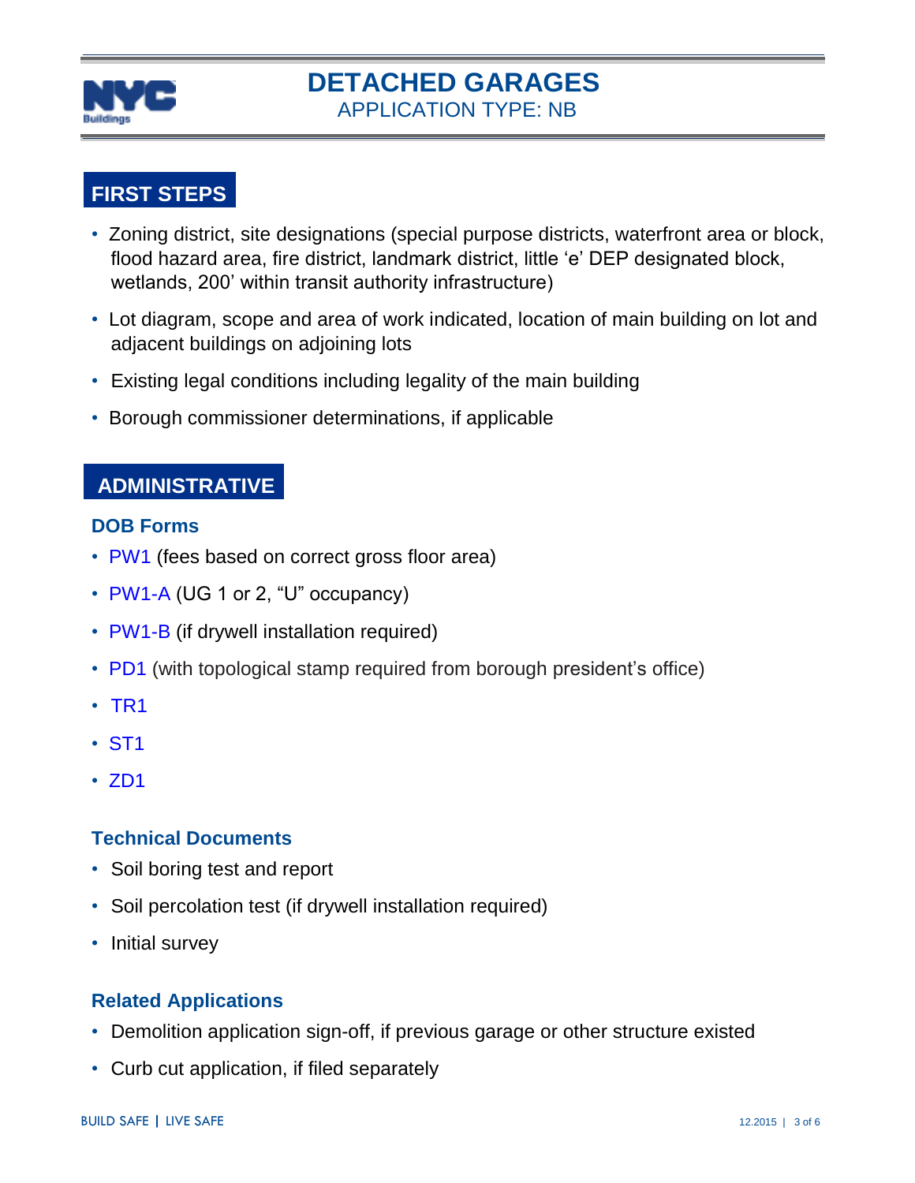# DETACHED GARAGES

APPLICATION TYPE: NB

## FIRST STEPS

- Zoning district, site designations (special purpose districts, waterfront area or block, flood hazard area, fire district, landmark district, little 'e' DEP designated block, wetlands, 200' within transit authority infrastructure)
- Lot diagram, scope and area of work indicated, location of main building on lot and adjacent buildings on adjoining lots
- Existing legal conditions including legality of the main building
- Borough commissioner determinations, if applicable

## ADMINISTRATIVE

### DOB Forms

- PW1 (fees based on correct gross floor area)
- PW1-A (UG 1 or 2, "U" occupancy)
- PW1-B (if drywell installation required)
- PD1 (with topological stamp required from borough president's office)
- TR1
- ST1
- ZD1

### Technical Documents

- Soil boring test and report
- Soil percolation test (if drywell installation required)
- Initial survey

### Related Applications

- Demolition application sign-off, if previous garage or other structure existed
- Curb cut application, if filed separately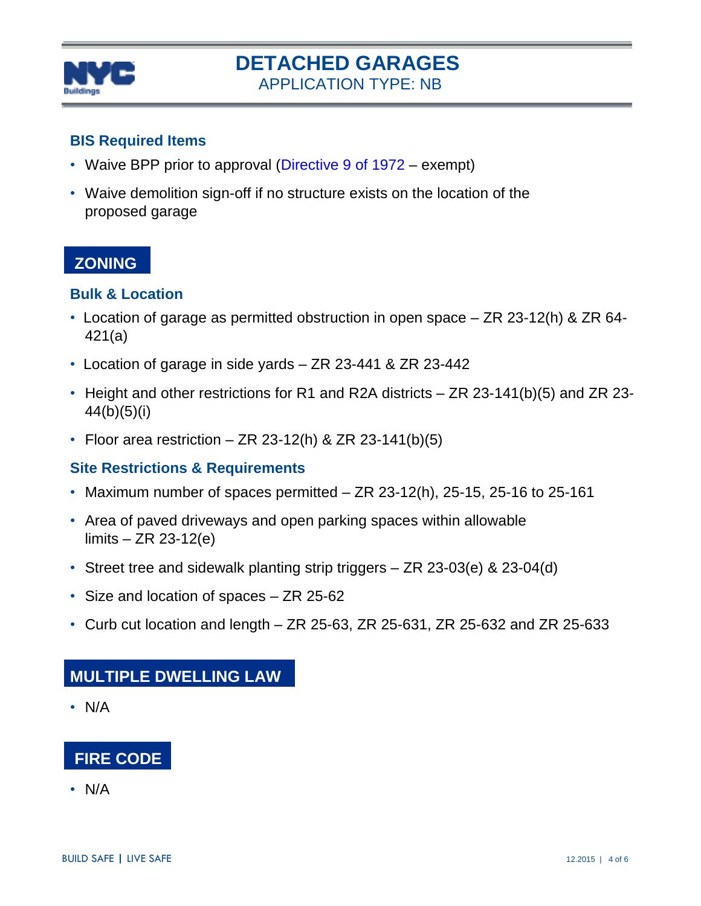# DETACHED GARAGES

## APPLICATION TYPE: NB

### BIS Required Items

- Waive BPP prior to approval (Directive 9 of 1972 – exempt)
- Waive demolition sign-off if no structure exists on the location of the proposed garage

## ZONING

### Bulk & Location

- Location of garage as permitted obstruction in open space – ZR 23-12(h) & ZR 64-421(a)
- Location of garage in side yards – ZR 23-441 & ZR 23-442
- Height and other restrictions for R1 and R2A districts – ZR 23-141(b)(5) and ZR 23-44(b)(5)(i)
- Floor area restriction – ZR 23-12(h) & ZR 23-141(b)(5)

### Site Restrictions & Requirements

- Maximum number of spaces permitted – ZR 23-12(h), 25-15, 25-16 to 25-161
- Area of paved driveways and open parking spaces within allowable limits – ZR 23-12(e)
- Street tree and sidewalk planting strip triggers – ZR 23-03(e) & 23-04(d)
- Size and location of spaces – ZR 25-62
- Curb cut location and length – ZR 25-63, ZR 25-631, ZR 25-632 and ZR 25-633

## MULTIPLE DWELLING LAW

- N/A

## FIRE CODE

- N/A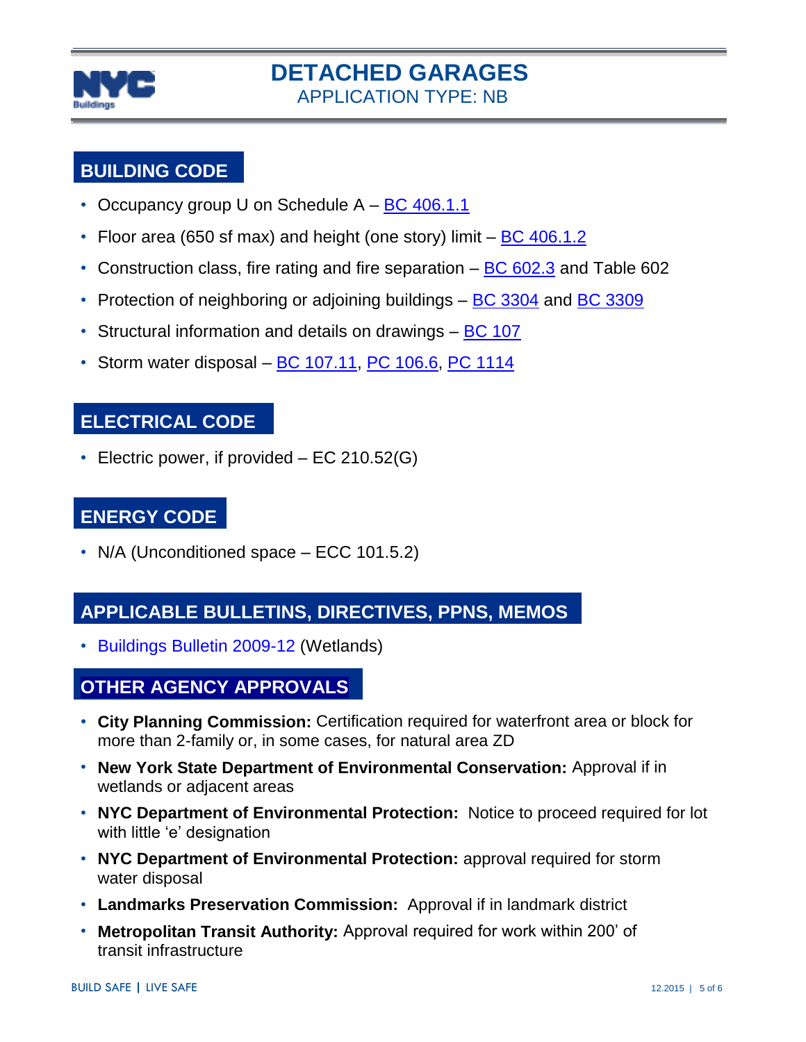# DETACHED GARAGES

APPLICATION TYPE: NB

## BUILDING CODE

- Occupancy group U on Schedule A – BC 406.1.1
- Floor area (650 sf max) and height (one story) limit – BC 406.1.2
- Construction class, fire rating and fire separation – BC 602.3 and Table 602
- Protection of neighboring or adjoining buildings – BC 3304 and BC 3309
- Structural information and details on drawings – BC 107
- Storm water disposal – BC 107.11, PC 106.6, PC 1114

## ELECTRICAL CODE

- Electric power, if provided – EC 210.52(G)

## ENERGY CODE

- N/A (Unconditioned space – ECC 101.5.2)

## APPLICABLE BULLETINS, DIRECTIVES, PPNS, MEMOS

- Buildings Bulletin 2009-12 (Wetlands)

## OTHER AGENCY APPROVALS

- **City Planning Commission:** Certification required for waterfront area or block for more than 2-family or, in some cases, for natural area ZD
- **New York State Department of Environmental Conservation:** Approval if in wetlands or adjacent areas
- **NYC Department of Environmental Protection:** Notice to proceed required for lot with little 'e' designation
- **NYC Department of Environmental Protection:** approval required for storm water disposal
- **Landmarks Preservation Commission:** Approval if in landmark district
- **Metropolitan Transit Authority:** Approval required for work within 200' of transit infrastructure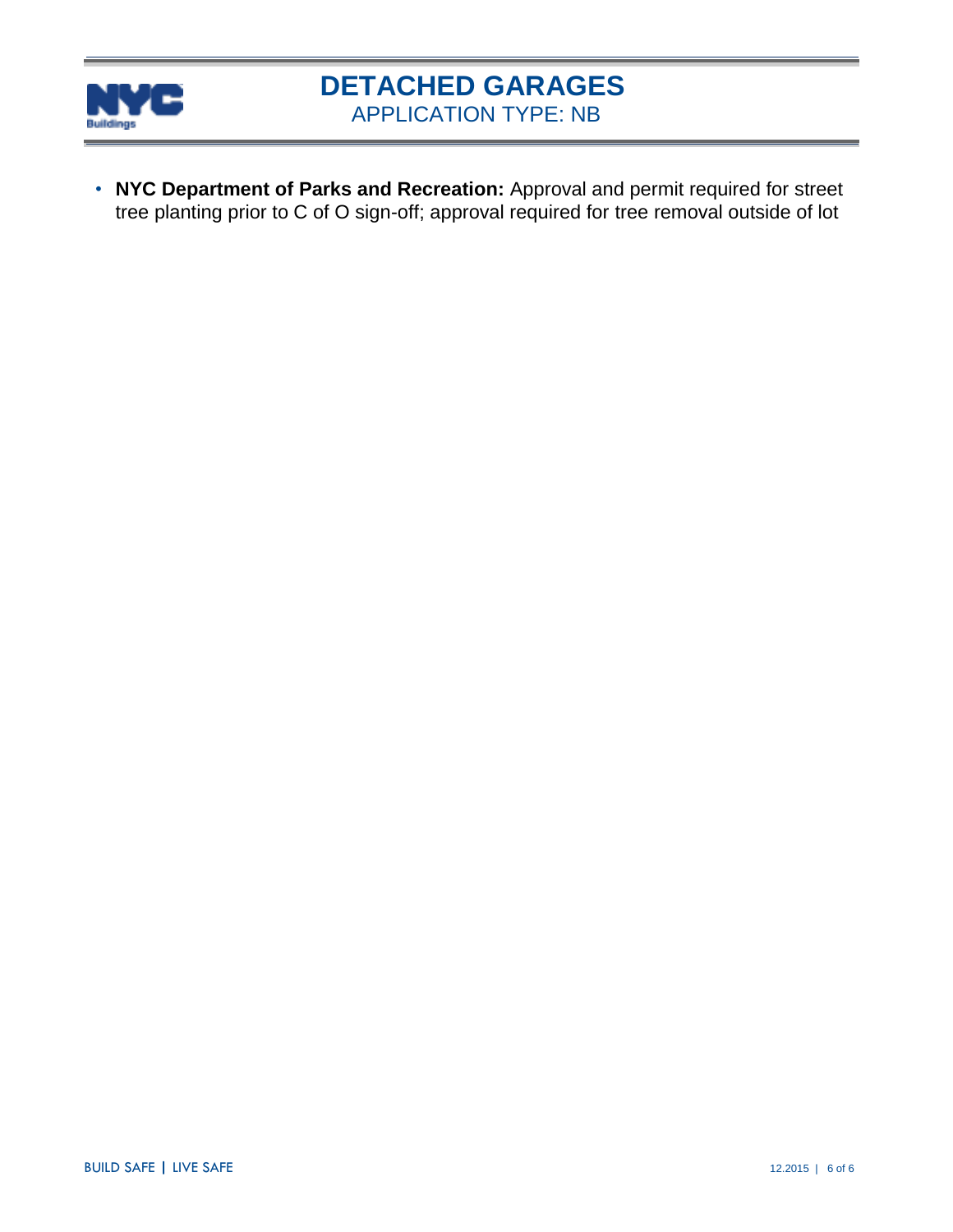- **NYC Department of Parks and Recreation:** Approval and permit required for street tree planting prior to C of O sign-off; approval required for tree removal outside of lot